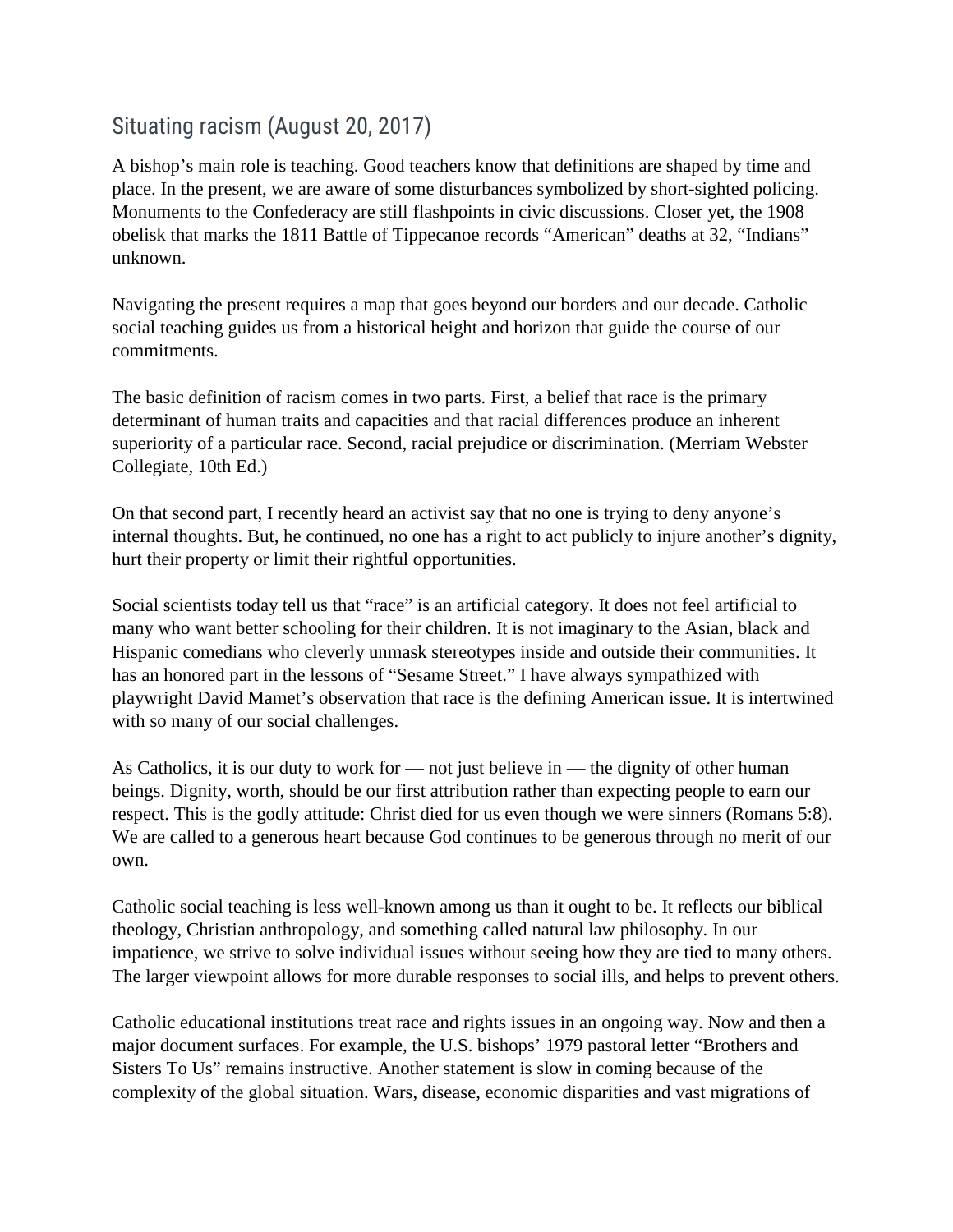## Situating racism (August 20, 2017)

A bishop's main role is teaching. Good teachers know that definitions are shaped by time and place. In the present, we are aware of some disturbances symbolized by short-sighted policing. Monuments to the Confederacy are still flashpoints in civic discussions. Closer yet, the 1908 obelisk that marks the 1811 Battle of Tippecanoe records "American" deaths at 32, "Indians" unknown.

Navigating the present requires a map that goes beyond our borders and our decade. Catholic social teaching guides us from a historical height and horizon that guide the course of our commitments.

The basic definition of racism comes in two parts. First, a belief that race is the primary determinant of human traits and capacities and that racial differences produce an inherent superiority of a particular race. Second, racial prejudice or discrimination. (Merriam Webster Collegiate, 10th Ed.)

On that second part, I recently heard an activist say that no one is trying to deny anyone's internal thoughts. But, he continued, no one has a right to act publicly to injure another's dignity, hurt their property or limit their rightful opportunities.

Social scientists today tell us that "race" is an artificial category. It does not feel artificial to many who want better schooling for their children. It is not imaginary to the Asian, black and Hispanic comedians who cleverly unmask stereotypes inside and outside their communities. It has an honored part in the lessons of "Sesame Street." I have always sympathized with playwright David Mamet's observation that race is the defining American issue. It is intertwined with so many of our social challenges.

As Catholics, it is our duty to work for — not just believe in — the dignity of other human beings. Dignity, worth, should be our first attribution rather than expecting people to earn our respect. This is the godly attitude: Christ died for us even though we were sinners (Romans 5:8). We are called to a generous heart because God continues to be generous through no merit of our own.

Catholic social teaching is less well-known among us than it ought to be. It reflects our biblical theology, Christian anthropology, and something called natural law philosophy. In our impatience, we strive to solve individual issues without seeing how they are tied to many others. The larger viewpoint allows for more durable responses to social ills, and helps to prevent others.

Catholic educational institutions treat race and rights issues in an ongoing way. Now and then a major document surfaces. For example, the U.S. bishops' 1979 pastoral letter "Brothers and Sisters To Us" remains instructive. Another statement is slow in coming because of the complexity of the global situation. Wars, disease, economic disparities and vast migrations of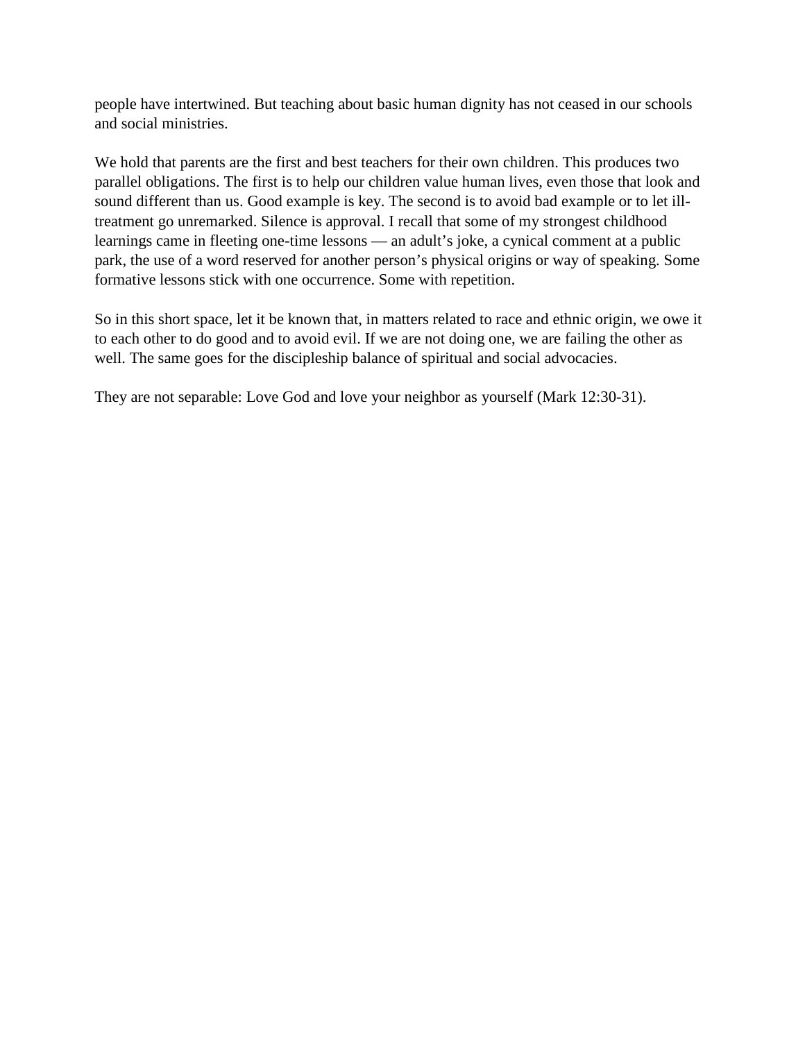people have intertwined. But teaching about basic human dignity has not ceased in our schools and social ministries.

We hold that parents are the first and best teachers for their own children. This produces two parallel obligations. The first is to help our children value human lives, even those that look and sound different than us. Good example is key. The second is to avoid bad example or to let ill-treatment go unremarked. Silence is approval. I recall that some of my strongest childhood learnings came in fleeting one-time lessons — an adult's joke, a cynical comment at a public park, the use of a word reserved for another person's physical origins or way of speaking. Some formative lessons stick with one occurrence. Some with repetition.

So in this short space, let it be known that, in matters related to race and ethnic origin, we owe it to each other to do good and to avoid evil. If we are not doing one, we are failing the other as well. The same goes for the discipleship balance of spiritual and social advocacies.

They are not separable: Love God and love your neighbor as yourself (Mark 12:30-31).